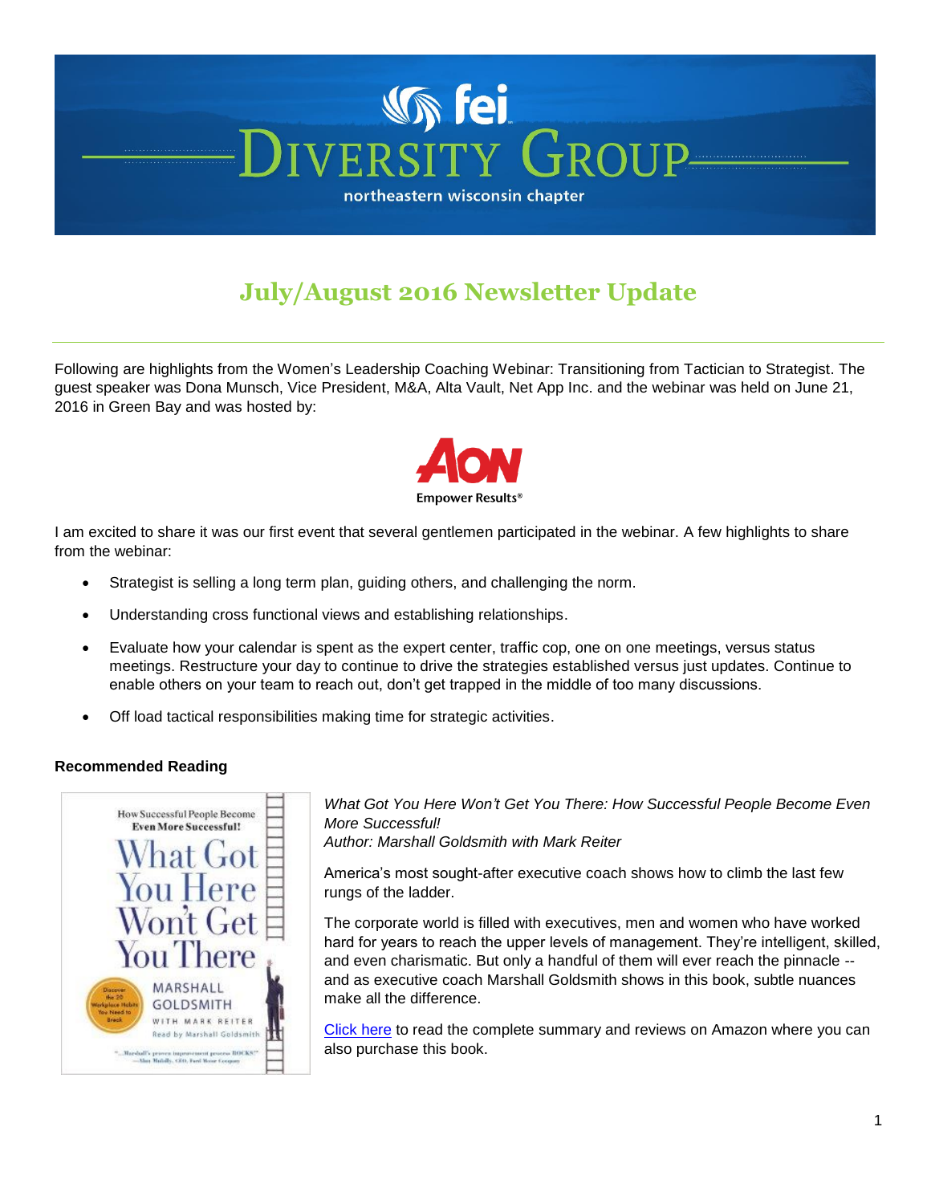# fei DIVERSITY GROUP

northeastern wisconsin chapter

## July/August 2016 Newsletter Update

Following are highlights from the Women's Leadership Coaching Webinar: Transitioning from Tactician to Strategist. The guest speaker was Dona Munsch, Vice President, M&A, Alta Vault, Net App Inc. and the webinar was held on June 21, 2016 in Green Bay and was hosted by:

AON
Empower Results®

I am excited to share it was our first event that several gentlemen participated in the webinar. A few highlights to share from the webinar:

- Strategist is selling a long term plan, guiding others, and challenging the norm.
- Understanding cross functional views and establishing relationships.
- Evaluate how your calendar is spent as the expert center, traffic cop, one on one meetings, versus status meetings. Restructure your day to continue to drive the strategies established versus just updates. Continue to enable others on your team to reach out, don't get trapped in the middle of too many discussions.
- Off load tactical responsibilities making time for strategic activities.

**Recommended Reading**

*What Got You Here Won't Get You There: How Successful People Become Even More Successful!*
*Author: Marshall Goldsmith with Mark Reiter*

America's most sought-after executive coach shows how to climb the last few rungs of the ladder.

The corporate world is filled with executives, men and women who have worked hard for years to reach the upper levels of management. They're intelligent, skilled, and even charismatic. But only a handful of them will ever reach the pinnacle -- and as executive coach Marshall Goldsmith shows in this book, subtle nuances make all the difference.

[Click here] to read the complete summary and reviews on Amazon where you can also purchase this book.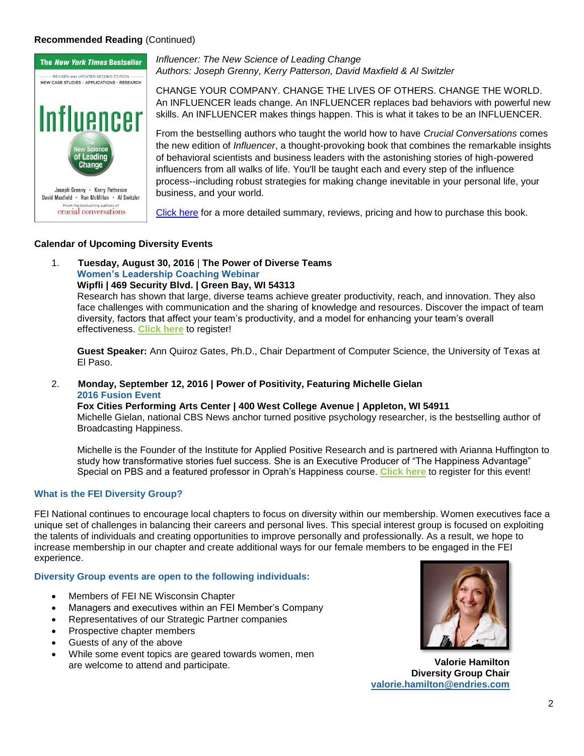**Recommended Reading** (Continued)

*Influencer: The New Science of Leading Change*
*Authors: Joseph Grenny, Kerry Patterson, David Maxfield & Al Switzler*

CHANGE YOUR COMPANY. CHANGE THE LIVES OF OTHERS. CHANGE THE WORLD. An INFLUENCER leads change. An INFLUENCER replaces bad behaviors with powerful new skills. An INFLUENCER makes things happen. This is what it takes to be an INFLUENCER.

From the bestselling authors who taught the world how to have *Crucial Conversations* comes the new edition of *Influencer*, a thought-provoking book that combines the remarkable insights of behavioral scientists and business leaders with the astonishing stories of high-powered influencers from all walks of life. You'll be taught each and every step of the influence process--including robust strategies for making change inevitable in your personal life, your business, and your world.

Click here for a more detailed summary, reviews, pricing and how to purchase this book.

**Calendar of Upcoming Diversity Events**

1. **Tuesday, August 30, 2016** | **The Power of Diverse Teams**
   **Women's Leadership Coaching Webinar**
   **Wipfli | 469 Security Blvd. | Green Bay, WI 54313**
   Research has shown that large, diverse teams achieve greater productivity, reach, and innovation. They also face challenges with communication and the sharing of knowledge and resources. Discover the impact of team diversity, factors that affect your team's productivity, and a model for enhancing your team's overall effectiveness. **Click here** to register!

   **Guest Speaker:** Ann Quiroz Gates, Ph.D., Chair Department of Computer Science, the University of Texas at El Paso.

2. **Monday, September 12, 2016 | Power of Positivity, Featuring Michelle Gielan**
   **2016 Fusion Event**
   **Fox Cities Performing Arts Center | 400 West College Avenue | Appleton, WI 54911**
   Michelle Gielan, national CBS News anchor turned positive psychology researcher, is the bestselling author of Broadcasting Happiness.

   Michelle is the Founder of the Institute for Applied Positive Research and is partnered with Arianna Huffington to study how transformative stories fuel success. She is an Executive Producer of "The Happiness Advantage" Special on PBS and a featured professor in Oprah's Happiness course. **Click here** to register for this event!

### What is the FEI Diversity Group?

FEI National continues to encourage local chapters to focus on diversity within our membership. Women executives face a unique set of challenges in balancing their careers and personal lives. This special interest group is focused on exploiting the talents of individuals and creating opportunities to improve personally and professionally. As a result, we hope to increase membership in our chapter and create additional ways for our female members to be engaged in the FEI experience.

**Diversity Group events are open to the following individuals:**

- Members of FEI NE Wisconsin Chapter
- Managers and executives within an FEI Member's Company
- Representatives of our Strategic Partner companies
- Prospective chapter members
- Guests of any of the above
- While some event topics are geared towards women, men are welcome to attend and participate.

**Valorie Hamilton**
**Diversity Group Chair**
**valorie.hamilton@endries.com**